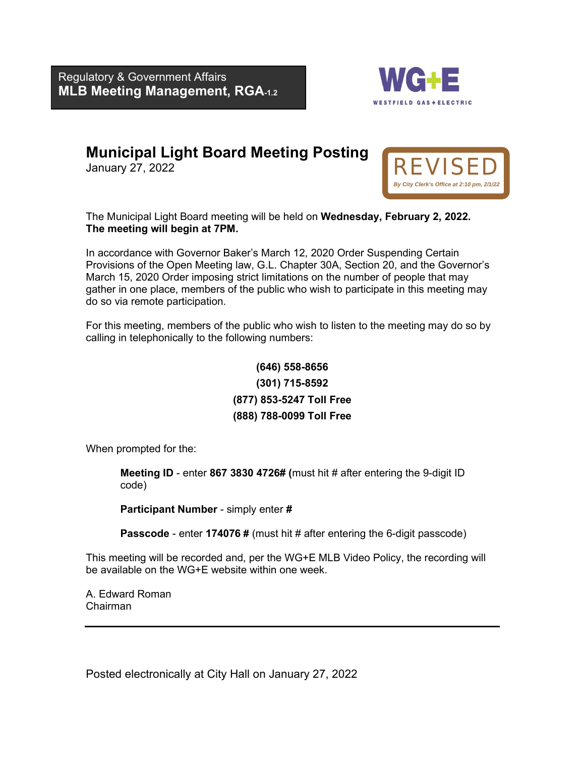Regulatory & Government Affairs
**MLB Meeting Management, RGA-1.2**

WG+E
WESTFIELD GAS + ELECTRIC

# Municipal Light Board Meeting Posting

January 27, 2022

REVISED
*By City Clerk's Office at 2:10 pm, 2/1/22*

The Municipal Light Board meeting will be held on **Wednesday, February 2, 2022. The meeting will begin at 7PM.**

In accordance with Governor Baker's March 12, 2020 Order Suspending Certain Provisions of the Open Meeting law, G.L. Chapter 30A, Section 20, and the Governor's March 15, 2020 Order imposing strict limitations on the number of people that may gather in one place, members of the public who wish to participate in this meeting may do so via remote participation.

For this meeting, members of the public who wish to listen to the meeting may do so by calling in telephonically to the following numbers:

**(646) 558-8656**
**(301) 715-8592**
**(877) 853-5247 Toll Free**
**(888) 788-0099 Toll Free**

When prompted for the:

**Meeting ID** - enter **867 3830 4726# (**must hit # after entering the 9-digit ID code)

**Participant Number** - simply enter **#**

**Passcode** - enter **174076 #** (must hit # after entering the 6-digit passcode)

This meeting will be recorded and, per the WG+E MLB Video Policy, the recording will be available on the WG+E website within one week.

A. Edward Roman
Chairman

---

Posted electronically at City Hall on January 27, 2022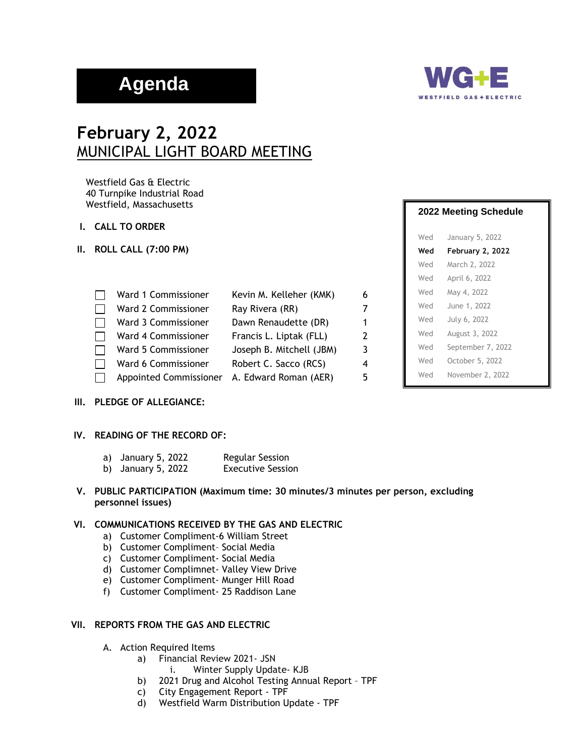# Agenda

WG+E
WESTFIELD GAS + ELECTRIC

## February 2, 2022
## MUNICIPAL LIGHT BOARD MEETING

Westfield Gas & Electric
40 Turnpike Industrial Road
Westfield, Massachusetts

**2022 Meeting Schedule**

| | |
|---|---|
| Wed | January 5, 2022 |
| **Wed** | **February 2, 2022** |
| Wed | March 2, 2022 |
| Wed | April 6, 2022 |
| Wed | May 4, 2022 |
| Wed | June 1, 2022 |
| Wed | July 6, 2022 |
| Wed | August 3, 2022 |
| Wed | September 7, 2022 |
| Wed | October 5, 2022 |
| Wed | November 2, 2022 |

**I. CALL TO ORDER**

**II. ROLL CALL (7:00 PM)**

| | | | |
|---|---|---|---|
| ☐ | Ward 1 Commissioner | Kevin M. Kelleher (KMK) | 6 |
| ☐ | Ward 2 Commissioner | Ray Rivera (RR) | 7 |
| ☐ | Ward 3 Commissioner | Dawn Renaudette (DR) | 1 |
| ☐ | Ward 4 Commissioner | Francis L. Liptak (FLL) | 2 |
| ☐ | Ward 5 Commissioner | Joseph B. Mitchell (JBM) | 3 |
| ☐ | Ward 6 Commissioner | Robert C. Sacco (RCS) | 4 |
| ☐ | Appointed Commissioner | A. Edward Roman (AER) | 5 |

**III. PLEDGE OF ALLEGIANCE:**

**IV. READING OF THE RECORD OF:**

a) January 5, 2022 Regular Session
b) January 5, 2022 Executive Session

**V. PUBLIC PARTICIPATION (Maximum time: 30 minutes/3 minutes per person, excluding personnel issues)**

**VI. COMMUNICATIONS RECEIVED BY THE GAS AND ELECTRIC**

a) Customer Compliment-6 William Street
b) Customer Compliment– Social Media
c) Customer Compliment- Social Media
d) Customer Complimnet- Valley View Drive
e) Customer Compliment- Munger Hill Road
f) Customer Compliment- 25 Raddison Lane

**VII. REPORTS FROM THE GAS AND ELECTRIC**

A. Action Required Items
   a) Financial Review 2021- JSN
      i. Winter Supply Update- KJB
   b) 2021 Drug and Alcohol Testing Annual Report – TPF
   c) City Engagement Report - TPF
   d) Westfield Warm Distribution Update - TPF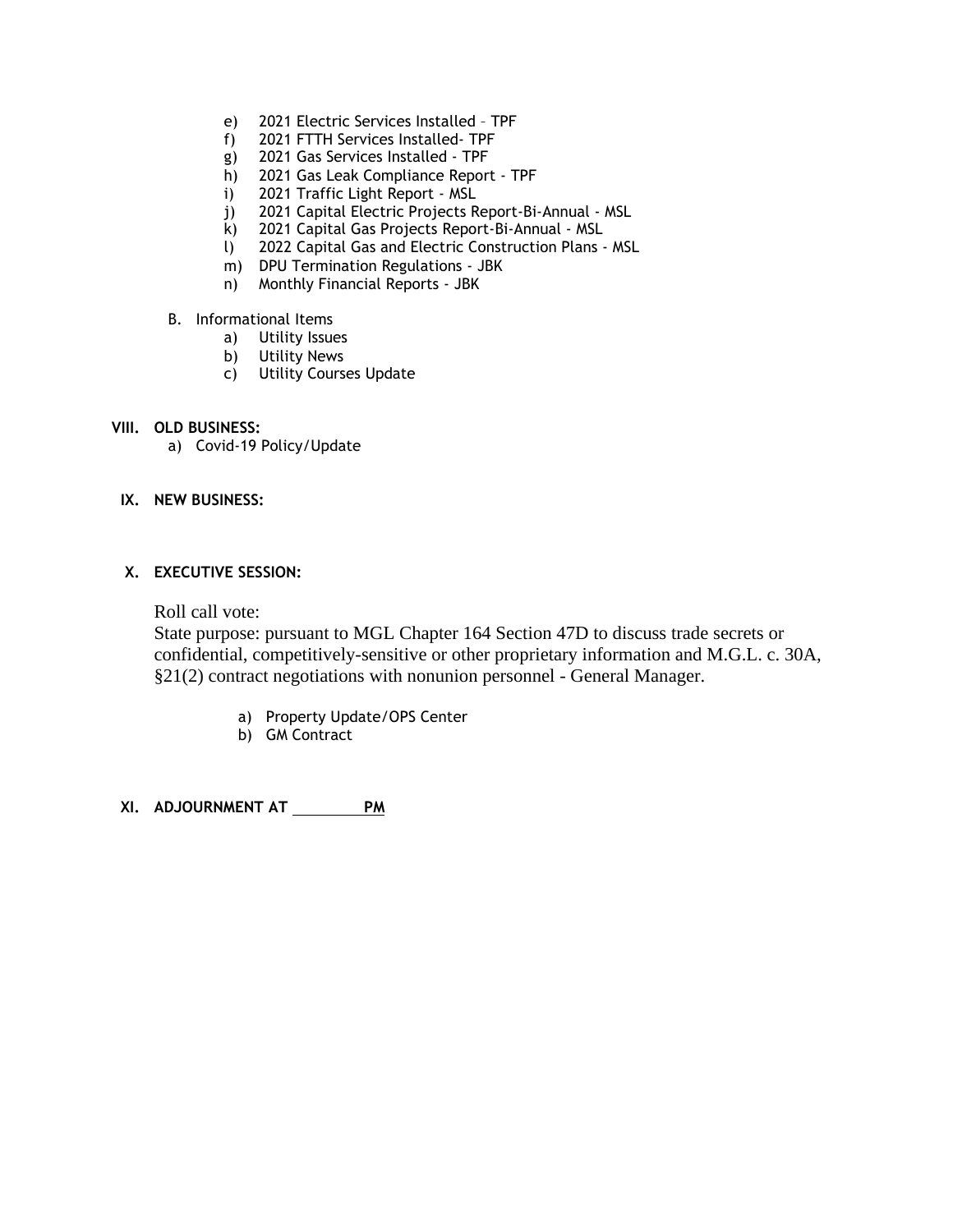e) 2021 Electric Services Installed – TPF
f) 2021 FTTH Services Installed- TPF
g) 2021 Gas Services Installed - TPF
h) 2021 Gas Leak Compliance Report - TPF
i) 2021 Traffic Light Report - MSL
j) 2021 Capital Electric Projects Report-Bi-Annual - MSL
k) 2021 Capital Gas Projects Report-Bi-Annual - MSL
l) 2022 Capital Gas and Electric Construction Plans - MSL
m) DPU Termination Regulations - JBK
n) Monthly Financial Reports - JBK

B. Informational Items
   a) Utility Issues
   b) Utility News
   c) Utility Courses Update

**VIII. OLD BUSINESS:**

a) Covid-19 Policy/Update

**IX. NEW BUSINESS:**

**X. EXECUTIVE SESSION:**

Roll call vote:
State purpose: pursuant to MGL Chapter 164 Section 47D to discuss trade secrets or confidential, competitively-sensitive or other proprietary information and M.G.L. c. 30A, §21(2) contract negotiations with nonunion personnel - General Manager.

a) Property Update/OPS Center
b) GM Contract

**XI. ADJOURNMENT AT \_\_\_\_\_\_\_\_ PM**